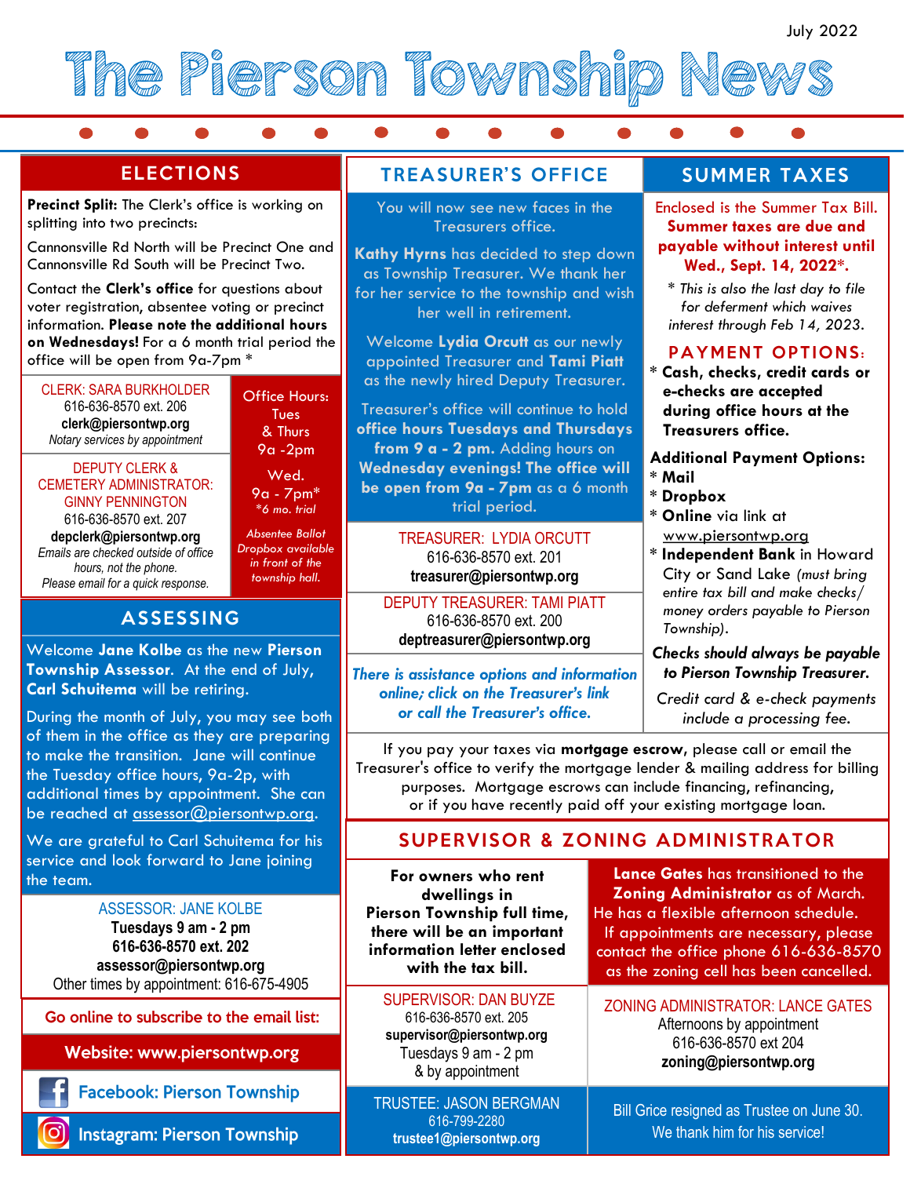July 2022

# The Pierson Township News

## ELECTIONS

**Precinct Split:** The Clerk's office is working on splitting into two precincts:

Cannonsville Rd North will be Precinct One and Cannonsville Rd South will be Precinct Two.

Contact the **Clerk's office** for questions about voter registration, absentee voting or precinct information. **Please note the additional hours on Wednesdays!** For a 6 month trial period the office will be open from 9a-7pm *

CLERK: SARA BURKHOLDER
616-636-8570 ext. 206
**clerk@piersontwp.org**
*Notary services by appointment*

DEPUTY CLERK & CEMETERY ADMINISTRATOR: GINNY PENNINGTON
616-636-8570 ext. 207
**depclerk@piersontwp.org**
*Emails are checked outside of office hours, not the phone. Please email for a quick response.*

Office Hours:
Tues & Thurs
9a -2pm

Wed.
9a - 7pm*
*6 mo. trial

*Absentee Ballot Dropbox available in front of the township hall.*

## ASSESSING

Welcome **Jane Kolbe** as the new **Pierson Township Assessor**. At the end of July, **Carl Schuitema** will be retiring.

During the month of July, you may see both of them in the office as they are preparing to make the transition. Jane will continue the Tuesday office hours, 9a-2p, with additional times by appointment. She can be reached at assessor@piersontwp.org.

We are grateful to Carl Schuitema for his service and look forward to Jane joining the team.

ASSESSOR: JANE KOLBE
**Tuesdays 9 am - 2 pm**
**616-636-8570 ext. 202**
**assessor@piersontwp.org**
Other times by appointment: 616-675-4905

**Go online to subscribe to the email list:**

**Website: www.piersontwp.org**

**Facebook: Pierson Township**

**Instagram: Pierson Township**

## TREASURER'S OFFICE

You will now see new faces in the Treasurers office.

**Kathy Hyrns** has decided to step down as Township Treasurer. We thank her for her service to the township and wish her well in retirement.

Welcome **Lydia Orcutt** as our newly appointed Treasurer and **Tami Piatt** as the newly hired Deputy Treasurer.

Treasurer's office will continue to hold **office hours Tuesdays and Thursdays from 9 a - 2 pm.** Adding hours on **Wednesday evenings! The office will be open from 9a - 7pm** as a 6 month trial period.

TREASURER: LYDIA ORCUTT
616-636-8570 ext. 201
**treasurer@piersontwp.org**

DEPUTY TREASURER: TAMI PIATT
616-636-8570 ext. 200
**deptreasurer@piersontwp.org**

***There is assistance options and information online; click on the Treasurer's link or call the Treasurer's office.***

## SUMMER TAXES

Enclosed is the Summer Tax Bill. **Summer taxes are due and payable without interest until Wed., Sept. 14, 2022*.**

*\* This is also the last day to file for deferment which waives interest through Feb 14, 2023.*

### PAYMENT OPTIONS:

* **Cash, checks, credit cards or e-checks are accepted during office hours at the Treasurers office.**

**Additional Payment Options:**

* **Mail**
* **Dropbox**
* **Online** via link at www.piersontwp.org
* **Independent Bank** in Howard City or Sand Lake *(must bring entire tax bill and make checks/ money orders payable to Pierson Township).*

***Checks should always be payable to Pierson Township Treasurer.***

*Credit card & e-check payments include a processing fee.*

If you pay your taxes via **mortgage escrow,** please call or email the Treasurer's office to verify the mortgage lender & mailing address for billing purposes. Mortgage escrows can include financing, refinancing, or if you have recently paid off your existing mortgage loan.

## SUPERVISOR & ZONING ADMINISTRATOR

**For owners who rent dwellings in Pierson Township full time, there will be an important information letter enclosed with the tax bill.**

**Lance Gates** has transitioned to the **Zoning Administrator** as of March. He has a flexible afternoon schedule. If appointments are necessary, please contact the office phone 616-636-8570 as the zoning cell has been cancelled.

SUPERVISOR: DAN BUYZE
616-636-8570 ext. 205
**supervisor@piersontwp.org**
Tuesdays 9 am - 2 pm
& by appointment

ZONING ADMINISTRATOR: LANCE GATES
Afternoons by appointment
616-636-8570 ext 204
**zoning@piersontwp.org**

TRUSTEE: JASON BERGMAN
616-799-2280
**trustee1@piersontwp.org**

Bill Grice resigned as Trustee on June 30. We thank him for his service!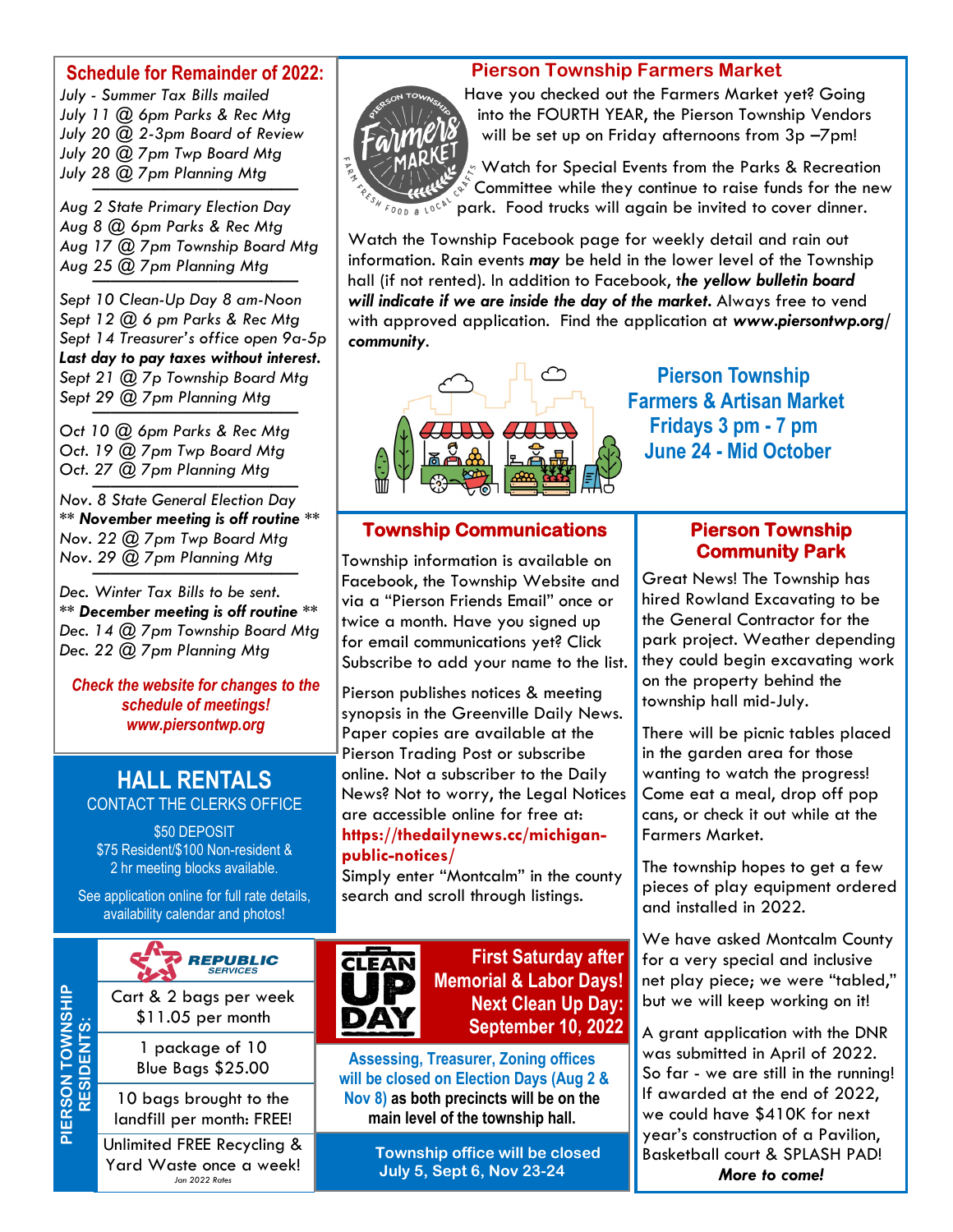## Schedule for Remainder of 2022:

*July - Summer Tax Bills mailed*
*July 11 @ 6pm Parks & Rec Mtg*
*July 20 @ 2-3pm Board of Review*
*July 20 @ 7pm Twp Board Mtg*
*July 28 @ 7pm Planning Mtg*

*Aug 2 State Primary Election Day*
*Aug 8 @ 6pm Parks & Rec Mtg*
*Aug 17 @ 7pm Township Board Mtg*
*Aug 25 @ 7pm Planning Mtg*

*Sept 10 Clean-Up Day 8 am-Noon*
*Sept 12 @ 6 pm Parks & Rec Mtg*
*Sept 14 Treasurer's office open 9a-5p*
***Last day to pay taxes without interest.***
*Sept 21 @ 7p Township Board Mtg*
*Sept 29 @ 7pm Planning Mtg*

*Oct 10 @ 6pm Parks & Rec Mtg*
*Oct. 19 @ 7pm Twp Board Mtg*
*Oct. 27 @ 7pm Planning Mtg*

*Nov. 8 State General Election Day*
*\*\* **November meeting is off routine** \*\**
*Nov. 22 @ 7pm Twp Board Mtg*
*Nov. 29 @ 7pm Planning Mtg*

*Dec. Winter Tax Bills to be sent.*
*\*\* **December meeting is off routine** \*\**
*Dec. 14 @ 7pm Township Board Mtg*
*Dec. 22 @ 7pm Planning Mtg*

***Check the website for changes to the schedule of meetings!***
***www.piersontwp.org***

## HALL RENTALS

CONTACT THE CLERKS OFFICE

$50 DEPOSIT
$75 Resident/$100 Non-resident & 2 hr meeting blocks available.

See application online for full rate details, availability calendar and photos!

## Pierson Township Farmers Market

Have you checked out the Farmers Market yet? Going into the FOURTH YEAR, the Pierson Township Vendors will be set up on Friday afternoons from 3p –7pm!

Watch for Special Events from the Parks & Recreation Committee while they continue to raise funds for the new park. Food trucks will again be invited to cover dinner.

Watch the Township Facebook page for weekly detail and rain out information. Rain events ***may*** be held in the lower level of the Township hall (if not rented). In addition to Facebook, ***the yellow bulletin board will indicate if we are inside the day of the market.*** Always free to vend with approved application. Find the application at ***www.piersontwp.org/community***.

**Pierson Township Farmers & Artisan Market**
**Fridays 3 pm - 7 pm**
**June 24 - Mid October**

## Township Communications

Township information is available on Facebook, the Township Website and via a "Pierson Friends Email" once or twice a month. Have you signed up for email communications yet? Click Subscribe to add your name to the list.

Pierson publishes notices & meeting synopsis in the Greenville Daily News. Paper copies are available at the Pierson Trading Post or subscribe online. Not a subscriber to the Daily News? Not to worry, the Legal Notices are accessible online for free at: **https://thedailynews.cc/michigan-public-notices/**
Simply enter "Montcalm" in the county search and scroll through listings.

## Pierson Township Community Park

Great News! The Township has hired Rowland Excavating to be the General Contractor for the park project. Weather depending they could begin excavating work on the property behind the township hall mid-July.

There will be picnic tables placed in the garden area for those wanting to watch the progress! Come eat a meal, drop off pop cans, or check it out while at the Farmers Market.

The township hopes to get a few pieces of play equipment ordered and installed in 2022.

We have asked Montcalm County for a very special and inclusive net play piece; we were "tabled," but we will keep working on it!

A grant application with the DNR was submitted in April of 2022. So far - we are still in the running! If awarded at the end of 2022, we could have $410K for next year's construction of a Pavilion, Basketball court & SPLASH PAD!

***More to come!***

**PIERSON TOWNSHIP RESIDENTS:**

REPUBLIC SERVICES

| |
|---|
| Cart & 2 bags per week $11.05 per month |
| 1 package of 10 Blue Bags $25.00 |
| 10 bags brought to the landfill per month: FREE! |
| Unlimited FREE Recycling & Yard Waste once a week! |

*Jan 2022 Rates*

**CLEAN UP DAY**

**First Saturday after Memorial & Labor Days!**
**Next Clean Up Day: September 10, 2022**

**Assessing, Treasurer, Zoning offices will be closed on Election Days (Aug 2 & Nov 8) as both precincts will be on the main level of the township hall.**

**Township office will be closed July 5, Sept 6, Nov 23-24**